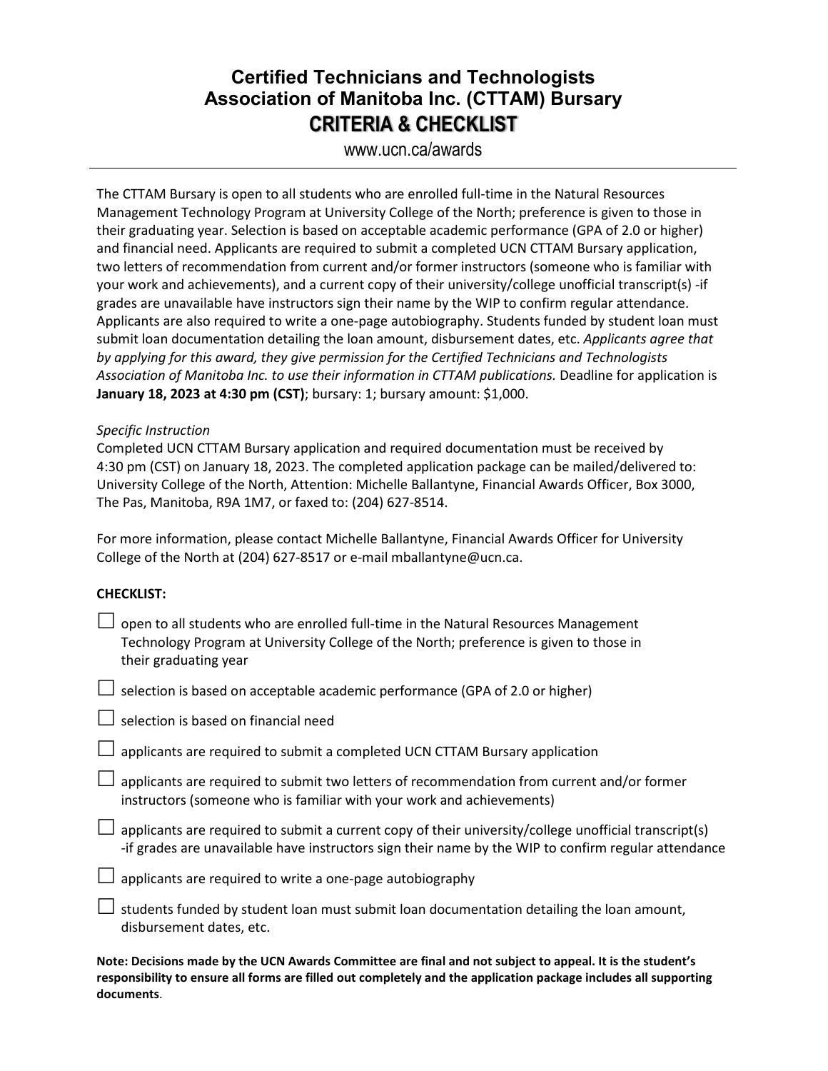# Certified Technicians and Technologists Association of Manitoba Inc. (CTTAM) Bursary

## CRITERIA & CHECKLIST

www.ucn.ca/awards

The CTTAM Bursary is open to all students who are enrolled full-time in the Natural Resources Management Technology Program at University College of the North; preference is given to those in their graduating year. Selection is based on acceptable academic performance (GPA of 2.0 or higher) and financial need. Applicants are required to submit a completed UCN CTTAM Bursary application, two letters of recommendation from current and/or former instructors (someone who is familiar with your work and achievements), and a current copy of their university/college unofficial transcript(s) -if grades are unavailable have instructors sign their name by the WIP to confirm regular attendance. Applicants are also required to write a one-page autobiography. Students funded by student loan must submit loan documentation detailing the loan amount, disbursement dates, etc. *Applicants agree that by applying for this award, they give permission for the Certified Technicians and Technologists Association of Manitoba Inc. to use their information in CTTAM publications.* Deadline for application is **January 18, 2023 at 4:30 pm (CST)**; bursary: 1; bursary amount: $1,000.

*Specific Instruction*

Completed UCN CTTAM Bursary application and required documentation must be received by 4:30 pm (CST) on January 18, 2023. The completed application package can be mailed/delivered to: University College of the North, Attention: Michelle Ballantyne, Financial Awards Officer, Box 3000, The Pas, Manitoba, R9A 1M7, or faxed to: (204) 627-8514.

For more information, please contact Michelle Ballantyne, Financial Awards Officer for University College of the North at (204) 627-8517 or e-mail mballantyne@ucn.ca.

**CHECKLIST:**

- ☐ open to all students who are enrolled full-time in the Natural Resources Management Technology Program at University College of the North; preference is given to those in their graduating year
- ☐ selection is based on acceptable academic performance (GPA of 2.0 or higher)
- ☐ selection is based on financial need
- ☐ applicants are required to submit a completed UCN CTTAM Bursary application
- ☐ applicants are required to submit two letters of recommendation from current and/or former instructors (someone who is familiar with your work and achievements)
- ☐ applicants are required to submit a current copy of their university/college unofficial transcript(s) -if grades are unavailable have instructors sign their name by the WIP to confirm regular attendance
- ☐ applicants are required to write a one-page autobiography
- ☐ students funded by student loan must submit loan documentation detailing the loan amount, disbursement dates, etc.

**Note: Decisions made by the UCN Awards Committee are final and not subject to appeal. It is the student's responsibility to ensure all forms are filled out completely and the application package includes all supporting documents**.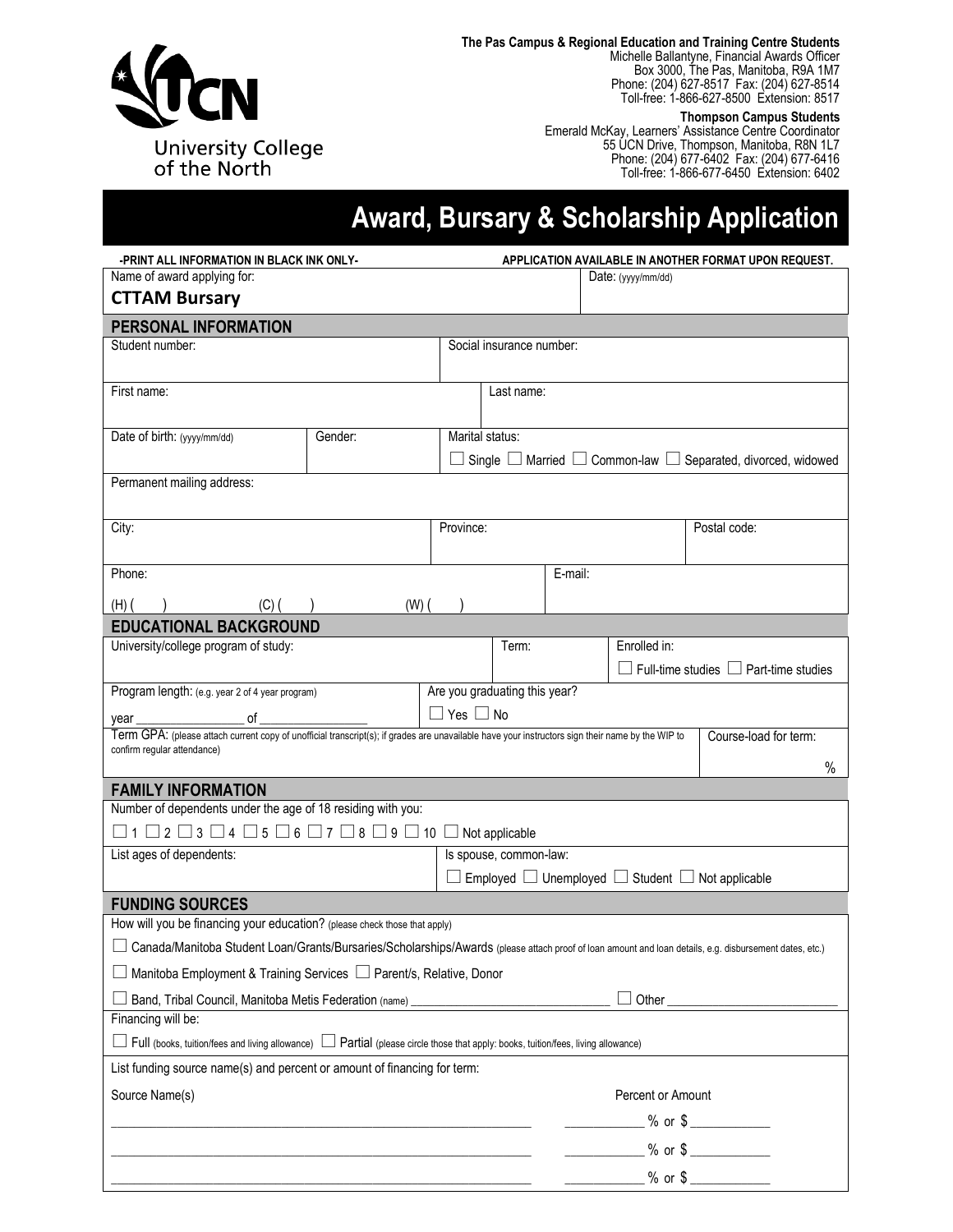University College of the North

**The Pas Campus & Regional Education and Training Centre Students**
Michelle Ballantyne, Financial Awards Officer
Box 3000, The Pas, Manitoba, R9A 1M7
Phone: (204) 627-8517 Fax: (204) 627-8514
Toll-free: 1-866-627-8500 Extension: 8517

**Thompson Campus Students**
Emerald McKay, Learners' Assistance Centre Coordinator
55 UCN Drive, Thompson, Manitoba, R8N 1L7
Phone: (204) 677-6402 Fax: (204) 677-6416
Toll-free: 1-866-677-6450 Extension: 6402

# Award, Bursary & Scholarship Application

**-PRINT ALL INFORMATION IN BLACK INK ONLY-** **APPLICATION AVAILABLE IN ANOTHER FORMAT UPON REQUEST.**

Name of award applying for: **CTTAM Bursary**

Date: (yyyy/mm/dd)

## PERSONAL INFORMATION

Student number:

Social insurance number:

First name:

Last name:

Date of birth: (yyyy/mm/dd)

Gender:

Marital status: ☐ Single ☐ Married ☐ Common-law ☐ Separated, divorced, widowed

Permanent mailing address:

City:

Province:

Postal code:

Phone: (H) (   ) (C) (   ) (W) (   )

E-mail:

## EDUCATIONAL BACKGROUND

University/college program of study:

Term:

Enrolled in: ☐ Full-time studies ☐ Part-time studies

Program length: (e.g. year 2 of 4 year program) year _______________ of _______________

Are you graduating this year? ☐ Yes ☐ No

Term GPA: (please attach current copy of unofficial transcript(s); if grades are unavailable have your instructors sign their name by the WIP to confirm regular attendance)

Course-load for term: %

## FAMILY INFORMATION

Number of dependents under the age of 18 residing with you:

☐ 1 ☐ 2 ☐ 3 ☐ 4 ☐ 5 ☐ 6 ☐ 7 ☐ 8 ☐ 9 ☐ 10 ☐ Not applicable

List ages of dependents:

Is spouse, common-law: ☐ Employed ☐ Unemployed ☐ Student ☐ Not applicable

## FUNDING SOURCES

How will you be financing your education? (please check those that apply)

☐ Canada/Manitoba Student Loan/Grants/Bursaries/Scholarships/Awards (please attach proof of loan amount and loan details, e.g. disbursement dates, etc.)

☐ Manitoba Employment & Training Services ☐ Parent/s, Relative, Donor

☐ Band, Tribal Council, Manitoba Metis Federation (name) _______________________________ ☐ Other _______________________

Financing will be:

☐ Full (books, tuition/fees and living allowance) ☐ Partial (please circle those that apply: books, tuition/fees, living allowance)

List funding source name(s) and percent or amount of financing for term:

| Source Name(s) | Percent or Amount |
|---|---|
| ___________________________________________ | __________ % or $ __________ |
| ___________________________________________ | __________ % or $ __________ |
| ___________________________________________ | __________ % or $ __________ |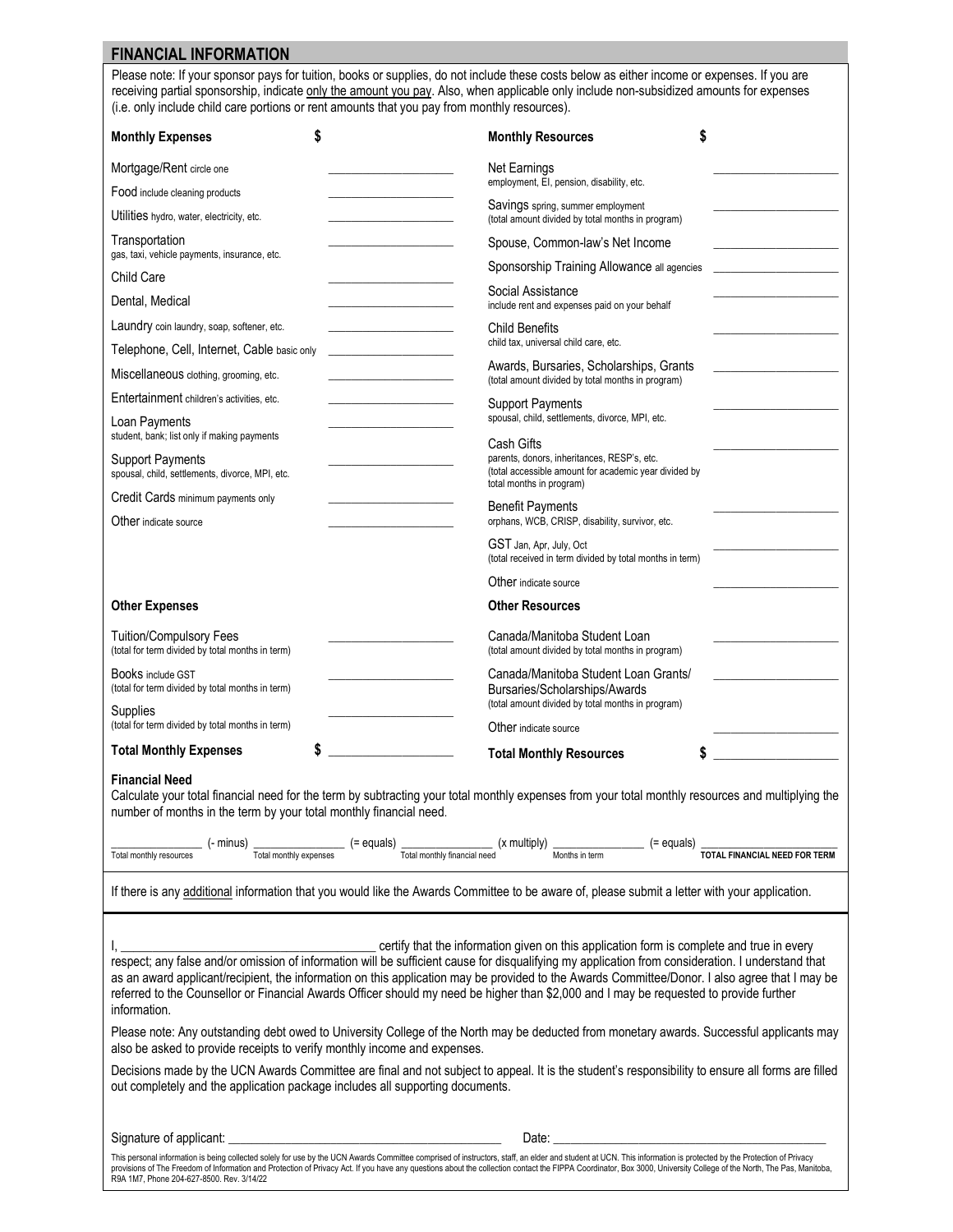## FINANCIAL INFORMATION

Please note: If your sponsor pays for tuition, books or supplies, do not include these costs below as either income or expenses. If you are receiving partial sponsorship, indicate only the amount you pay. Also, when applicable only include non-subsidized amounts for expenses (i.e. only include child care portions or rent amounts that you pay from monthly resources).

| **Monthly Expenses** | **$** | **Monthly Resources** | **$** |
|---|---|---|---|
| Mortgage/Rent circle one | ___________ | Net Earnings employment, EI, pension, disability, etc. | ___________ |
| Food include cleaning products | ___________ | Savings spring, summer employment (total amount divided by total months in program) | ___________ |
| Utilities hydro, water, electricity, etc. | ___________ | Spouse, Common-law's Net Income | ___________ |
| Transportation gas, taxi, vehicle payments, insurance, etc. | ___________ | Sponsorship Training Allowance all agencies | ___________ |
| Child Care | ___________ | Social Assistance include rent and expenses paid on your behalf | ___________ |
| Dental, Medical | ___________ | Child Benefits child tax, universal child care, etc. | ___________ |
| Laundry coin laundry, soap, softener, etc. | ___________ | Awards, Bursaries, Scholarships, Grants (total amount divided by total months in program) | ___________ |
| Telephone, Cell, Internet, Cable basic only | ___________ | Support Payments spousal, child, settlements, divorce, MPI, etc. | ___________ |
| Miscellaneous clothing, grooming, etc. | ___________ | Cash Gifts parents, donors, inheritances, RESP's, etc. (total accessible amount for academic year divided by total months in program) | ___________ |
| Entertainment children's activities, etc. | ___________ | Benefit Payments orphans, WCB, CRISP, disability, survivor, etc. | ___________ |
| Loan Payments student, bank; list only if making payments | ___________ | GST Jan, Apr, July, Oct (total received in term divided by total months in term) | ___________ |
| Support Payments spousal, child, settlements, divorce, MPI, etc. | ___________ | Other indicate source | ___________ |
| Credit Cards minimum payments only | ___________ | | |
| Other indicate source | ___________ | | |
| **Other Expenses** | | **Other Resources** | |
| Tuition/Compulsory Fees (total for term divided by total months in term) | ___________ | Canada/Manitoba Student Loan (total amount divided by total months in program) | ___________ |
| Books include GST (total for term divided by total months in term) | ___________ | Canada/Manitoba Student Loan Grants/ Bursaries/Scholarships/Awards (total amount divided by total months in program) | ___________ |
| Supplies (total for term divided by total months in term) | ___________ | Other indicate source | ___________ |
| **Total Monthly Expenses** | **$** ___________ | **Total Monthly Resources** | **$** ___________ |

**Financial Need**

Calculate your total financial need for the term by subtracting your total monthly expenses from your total monthly resources and multiplying the number of months in the term by your total monthly financial need.

___________ (- minus) ___________ (= equals) ___________ (x multiply) ___________ (= equals) ___________

Total monthly resources — Total monthly expenses — Total monthly financial need — Months in term — **TOTAL FINANCIAL NEED FOR TERM**

If there is any additional information that you would like the Awards Committee to be aware of, please submit a letter with your application.

I, ______________________________ certify that the information given on this application form is complete and true in every respect; any false and/or omission of information will be sufficient cause for disqualifying my application from consideration. I understand that as an award applicant/recipient, the information on this application may be provided to the Awards Committee/Donor. I also agree that I may be referred to the Counsellor or Financial Awards Officer should my need be higher than $2,000 and I may be requested to provide further information.

Please note: Any outstanding debt owed to University College of the North may be deducted from monetary awards. Successful applicants may also be asked to provide receipts to verify monthly income and expenses.

Decisions made by the UCN Awards Committee are final and not subject to appeal. It is the student's responsibility to ensure all forms are filled out completely and the application package includes all supporting documents.

Signature of applicant: ______________________________ Date: ______________________________

This personal information is being collected solely for use by the UCN Awards Committee comprised of instructors, staff, an elder and student at UCN. This information is protected by the Protection of Privacy provisions of The Freedom of Information and Protection of Privacy Act. If you have any questions about the collection contact the FIPPA Coordinator, Box 3000, University College of the North, The Pas, Manitoba, R9A 1M7, Phone 204-627-8500. Rev. 3/14/22